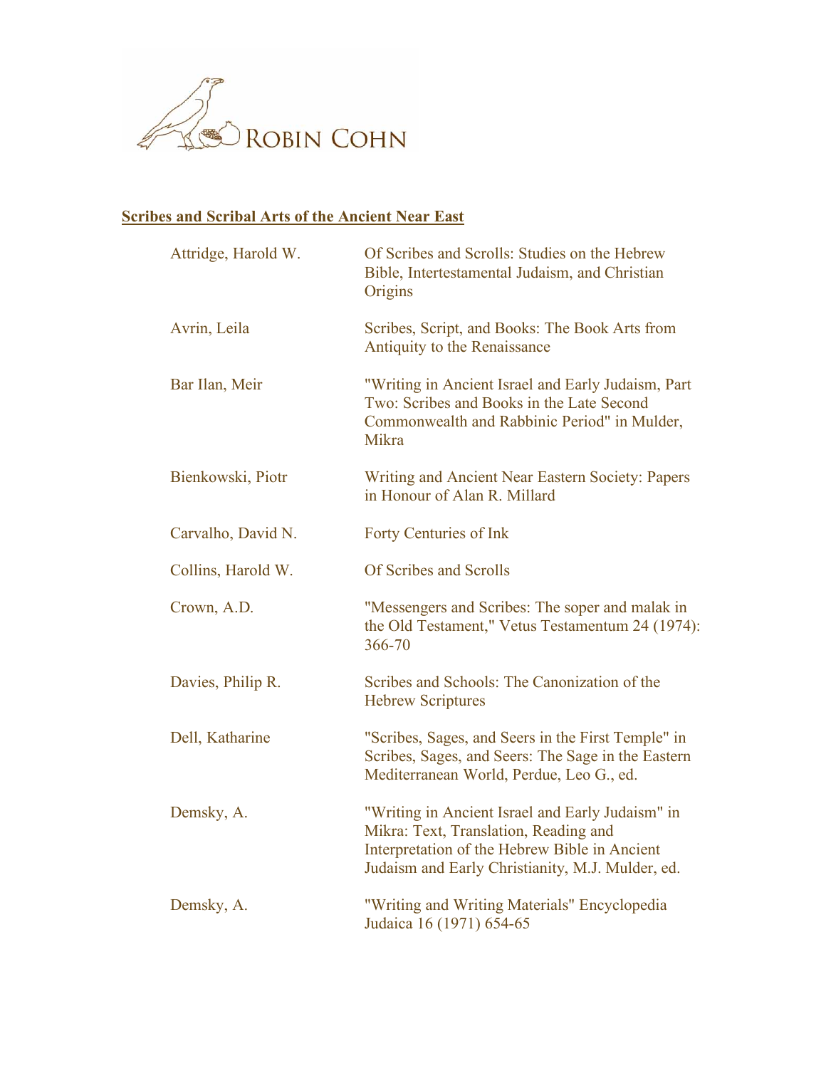ROBIN COHN

## Scribes and Scribal Arts of the Ancient Near East

| | |
|---|---|
| Attridge, Harold W. | Of Scribes and Scrolls: Studies on the Hebrew Bible, Intertestamental Judaism, and Christian Origins |
| Avrin, Leila | Scribes, Script, and Books: The Book Arts from Antiquity to the Renaissance |
| Bar Ilan, Meir | "Writing in Ancient Israel and Early Judaism, Part Two: Scribes and Books in the Late Second Commonwealth and Rabbinic Period" in Mulder, Mikra |
| Bienkowski, Piotr | Writing and Ancient Near Eastern Society: Papers in Honour of Alan R. Millard |
| Carvalho, David N. | Forty Centuries of Ink |
| Collins, Harold W. | Of Scribes and Scrolls |
| Crown, A.D. | "Messengers and Scribes: The soper and malak in the Old Testament," Vetus Testamentum 24 (1974): 366-70 |
| Davies, Philip R. | Scribes and Schools: The Canonization of the Hebrew Scriptures |
| Dell, Katharine | "Scribes, Sages, and Seers in the First Temple" in Scribes, Sages, and Seers: The Sage in the Eastern Mediterranean World, Perdue, Leo G., ed. |
| Demsky, A. | "Writing in Ancient Israel and Early Judaism" in Mikra: Text, Translation, Reading and Interpretation of the Hebrew Bible in Ancient Judaism and Early Christianity, M.J. Mulder, ed. |
| Demsky, A. | "Writing and Writing Materials" Encyclopedia Judaica 16 (1971) 654-65 |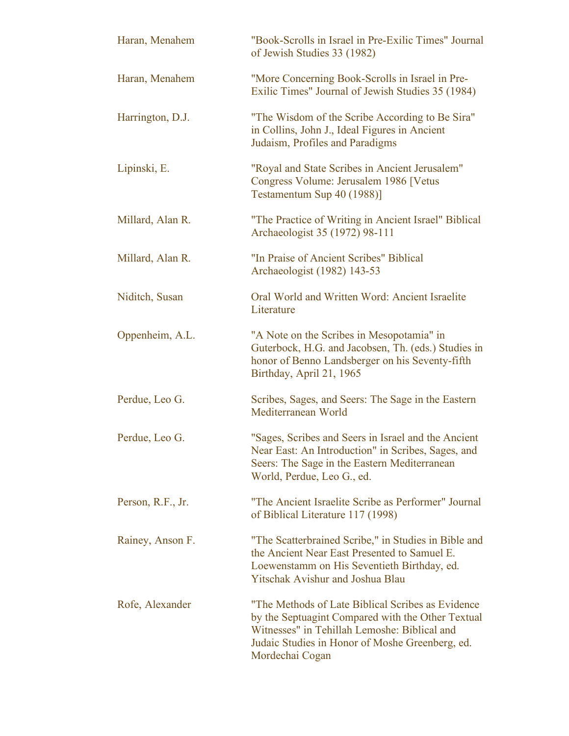| | |
|---|---|
| Haran, Menahem | "Book-Scrolls in Israel in Pre-Exilic Times" Journal of Jewish Studies 33 (1982) |
| Haran, Menahem | "More Concerning Book-Scrolls in Israel in Pre-Exilic Times" Journal of Jewish Studies 35 (1984) |
| Harrington, D.J. | "The Wisdom of the Scribe According to Be Sira" in Collins, John J., Ideal Figures in Ancient Judaism, Profiles and Paradigms |
| Lipinski, E. | "Royal and State Scribes in Ancient Jerusalem" Congress Volume: Jerusalem 1986 [Vetus Testamentum Sup 40 (1988)] |
| Millard, Alan R. | "The Practice of Writing in Ancient Israel" Biblical Archaeologist 35 (1972) 98-111 |
| Millard, Alan R. | "In Praise of Ancient Scribes" Biblical Archaeologist (1982) 143-53 |
| Niditch, Susan | Oral World and Written Word: Ancient Israelite Literature |
| Oppenheim, A.L. | "A Note on the Scribes in Mesopotamia" in Guterbock, H.G. and Jacobsen, Th. (eds.) Studies in honor of Benno Landsberger on his Seventy-fifth Birthday, April 21, 1965 |
| Perdue, Leo G. | Scribes, Sages, and Seers: The Sage in the Eastern Mediterranean World |
| Perdue, Leo G. | "Sages, Scribes and Seers in Israel and the Ancient Near East: An Introduction" in Scribes, Sages, and Seers: The Sage in the Eastern Mediterranean World, Perdue, Leo G., ed. |
| Person, R.F., Jr. | "The Ancient Israelite Scribe as Performer" Journal of Biblical Literature 117 (1998) |
| Rainey, Anson F. | "The Scatterbrained Scribe," in Studies in Bible and the Ancient Near East Presented to Samuel E. Loewenstamm on His Seventieth Birthday, ed. Yitschak Avishur and Joshua Blau |
| Rofe, Alexander | "The Methods of Late Biblical Scribes as Evidence by the Septuagint Compared with the Other Textual Witnesses" in Tehillah Lemoshe: Biblical and Judaic Studies in Honor of Moshe Greenberg, ed. Mordechai Cogan |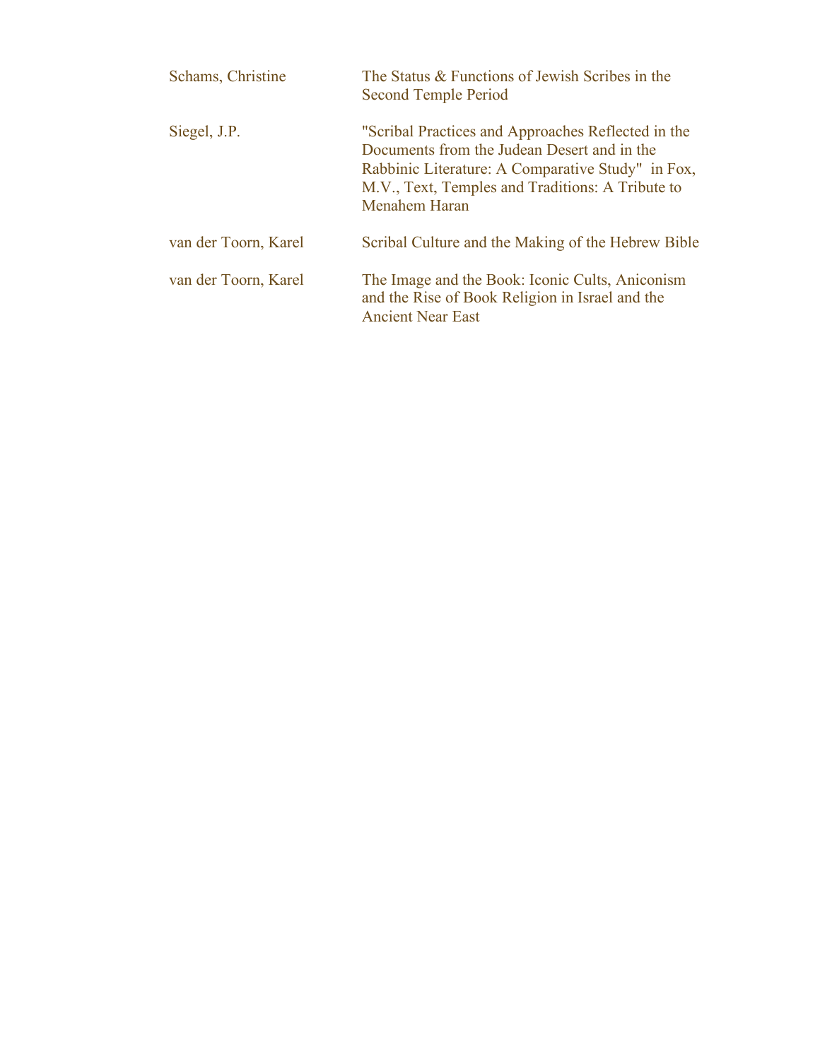| | |
|---|---|
| Schams, Christine | The Status & Functions of Jewish Scribes in the Second Temple Period |
| Siegel, J.P. | "Scribal Practices and Approaches Reflected in the Documents from the Judean Desert and in the Rabbinic Literature: A Comparative Study" in Fox, M.V., Text, Temples and Traditions: A Tribute to Menahem Haran |
| van der Toorn, Karel | Scribal Culture and the Making of the Hebrew Bible |
| van der Toorn, Karel | The Image and the Book: Iconic Cults, Aniconism and the Rise of Book Religion in Israel and the Ancient Near East |